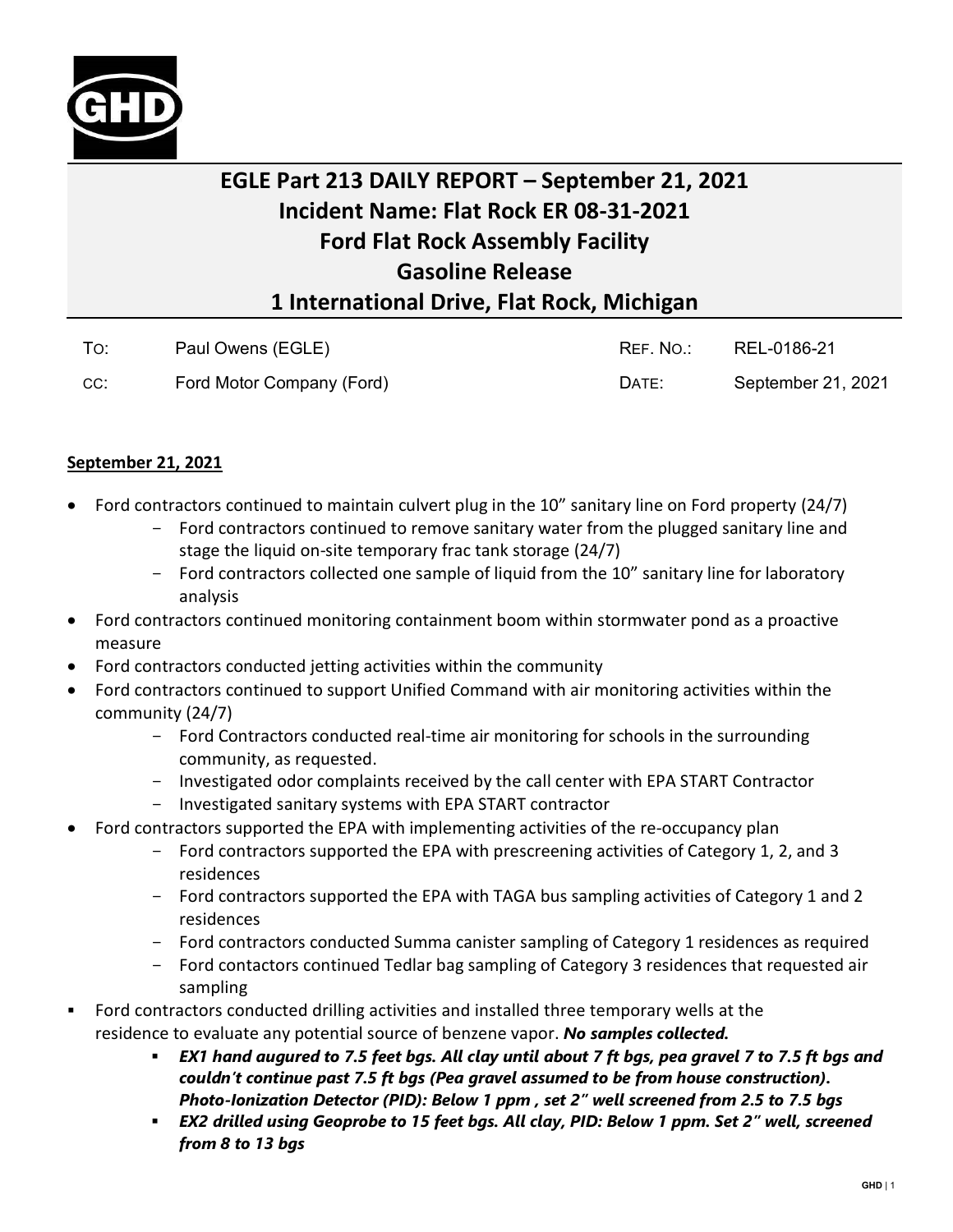# EGLE Part 213 DAILY REPORT – September 21, 2021
# Incident Name: Flat Rock ER 08-31-2021
# Ford Flat Rock Assembly Facility
# Gasoline Release
# 1 International Drive, Flat Rock, Michigan

| | | | |
|---|---|---|---|
| TO: | Paul Owens (EGLE) | REF. NO.: | REL-0186-21 |
| CC: | Ford Motor Company (Ford) | DATE: | September 21, 2021 |

**September 21, 2021**

- Ford contractors continued to maintain culvert plug in the 10" sanitary line on Ford property (24/7)
  - Ford contractors continued to remove sanitary water from the plugged sanitary line and stage the liquid on-site temporary frac tank storage (24/7)
  - Ford contractors collected one sample of liquid from the 10" sanitary line for laboratory analysis
- Ford contractors continued monitoring containment boom within stormwater pond as a proactive measure
- Ford contractors conducted jetting activities within the community
- Ford contractors continued to support Unified Command with air monitoring activities within the community (24/7)
  - Ford Contractors conducted real-time air monitoring for schools in the surrounding community, as requested.
  - Investigated odor complaints received by the call center with EPA START Contractor
  - Investigated sanitary systems with EPA START contractor
- Ford contractors supported the EPA with implementing activities of the re-occupancy plan
  - Ford contractors supported the EPA with prescreening activities of Category 1, 2, and 3 residences
  - Ford contractors supported the EPA with TAGA bus sampling activities of Category 1 and 2 residences
  - Ford contractors conducted Summa canister sampling of Category 1 residences as required
  - Ford contactors continued Tedlar bag sampling of Category 3 residences that requested air sampling
- Ford contractors conducted drilling activities and installed three temporary wells at the residence to evaluate any potential source of benzene vapor. ***No samples collected.***
  - ***EX1 hand augured to 7.5 feet bgs. All clay until about 7 ft bgs, pea gravel 7 to 7.5 ft bgs and couldn't continue past 7.5 ft bgs (Pea gravel assumed to be from house construction). Photo-Ionization Detector (PID): Below 1 ppm , set 2" well screened from 2.5 to 7.5 bgs***
  - ***EX2 drilled using Geoprobe to 15 feet bgs. All clay, PID: Below 1 ppm. Set 2" well, screened from 8 to 13 bgs***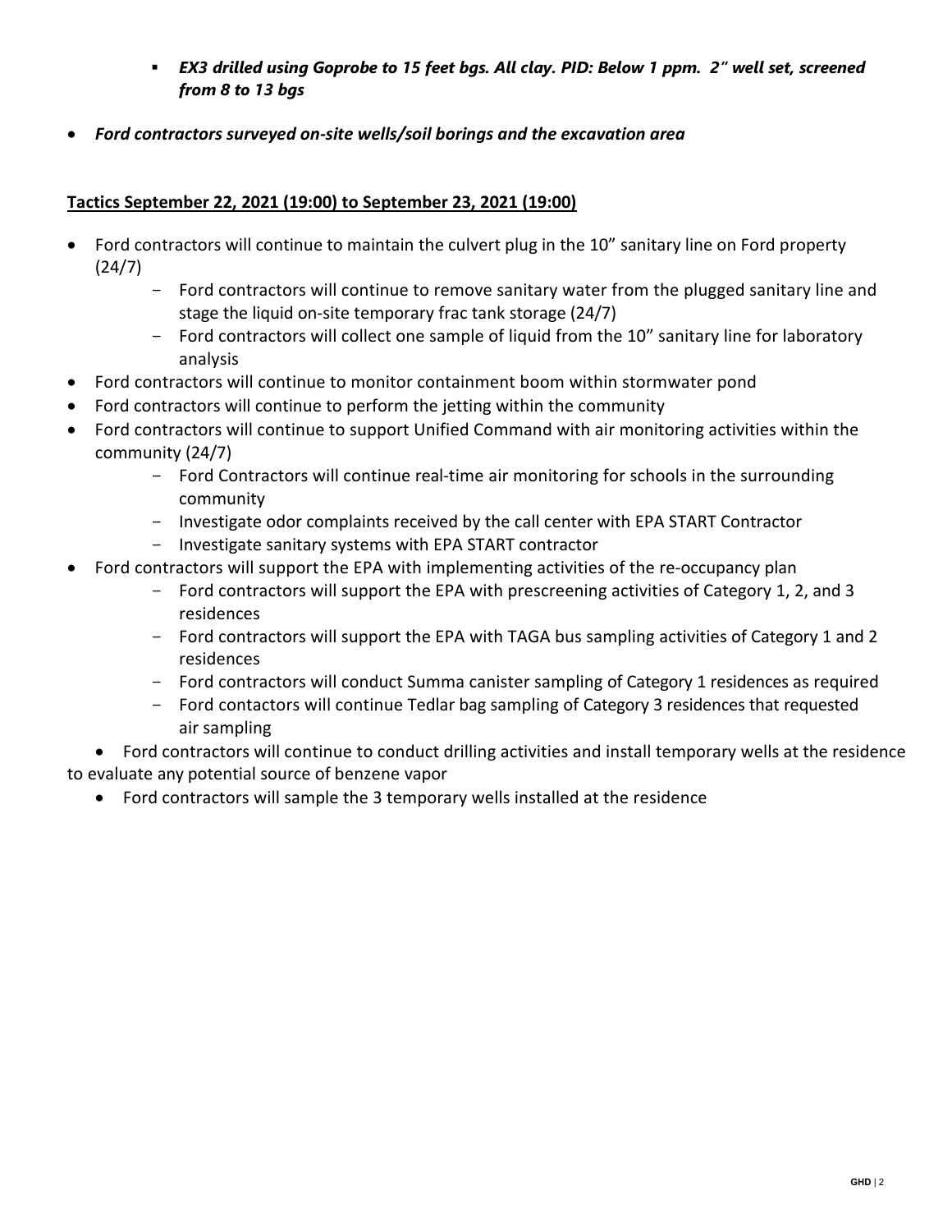- ***EX3 drilled using Goprobe to 15 feet bgs. All clay. PID: Below 1 ppm. 2" well set, screened from 8 to 13 bgs***

- ***Ford contractors surveyed on-site wells/soil borings and the excavation area***

**Tactics September 22, 2021 (19:00) to September 23, 2021 (19:00)**

- Ford contractors will continue to maintain the culvert plug in the 10" sanitary line on Ford property (24/7)
  - Ford contractors will continue to remove sanitary water from the plugged sanitary line and stage the liquid on-site temporary frac tank storage (24/7)
  - Ford contractors will collect one sample of liquid from the 10" sanitary line for laboratory analysis
- Ford contractors will continue to monitor containment boom within stormwater pond
- Ford contractors will continue to perform the jetting within the community
- Ford contractors will continue to support Unified Command with air monitoring activities within the community (24/7)
  - Ford Contractors will continue real-time air monitoring for schools in the surrounding community
  - Investigate odor complaints received by the call center with EPA START Contractor
  - Investigate sanitary systems with EPA START contractor
- Ford contractors will support the EPA with implementing activities of the re-occupancy plan
  - Ford contractors will support the EPA with prescreening activities of Category 1, 2, and 3 residences
  - Ford contractors will support the EPA with TAGA bus sampling activities of Category 1 and 2 residences
  - Ford contractors will conduct Summa canister sampling of Category 1 residences as required
  - Ford contactors will continue Tedlar bag sampling of Category 3 residences that requested air sampling
- Ford contractors will continue to conduct drilling activities and install temporary wells at the residence to evaluate any potential source of benzene vapor
- Ford contractors will sample the 3 temporary wells installed at the residence